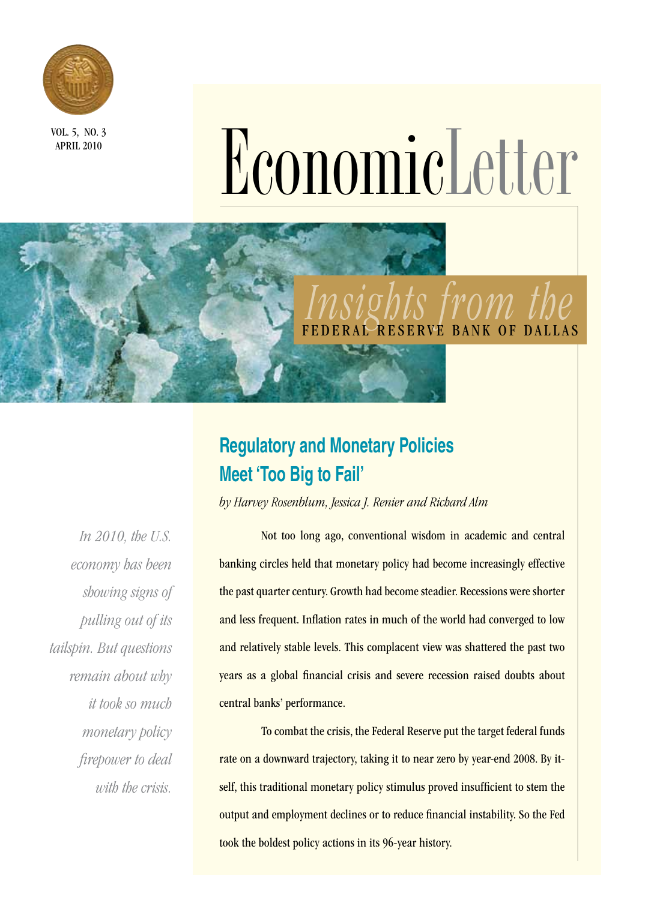VOL. 5, NO. 3
APRIL 2010

# EconomicLetter

*Insights from the* FEDERAL RESERVE BANK OF DALLAS

## Regulatory and Monetary Policies Meet 'Too Big to Fail'

*by Harvey Rosenblum, Jessica J. Renier and Richard Alm*

*In 2010, the U.S. economy has been showing signs of pulling out of its tailspin. But questions remain about why it took so much monetary policy firepower to deal with the crisis.*

Not too long ago, conventional wisdom in academic and central banking circles held that monetary policy had become increasingly effective the past quarter century. Growth had become steadier. Recessions were shorter and less frequent. Inflation rates in much of the world had converged to low and relatively stable levels. This complacent view was shattered the past two years as a global financial crisis and severe recession raised doubts about central banks' performance.

To combat the crisis, the Federal Reserve put the target federal funds rate on a downward trajectory, taking it to near zero by year-end 2008. By itself, this traditional monetary policy stimulus proved insufficient to stem the output and employment declines or to reduce financial instability. So the Fed took the boldest policy actions in its 96-year history.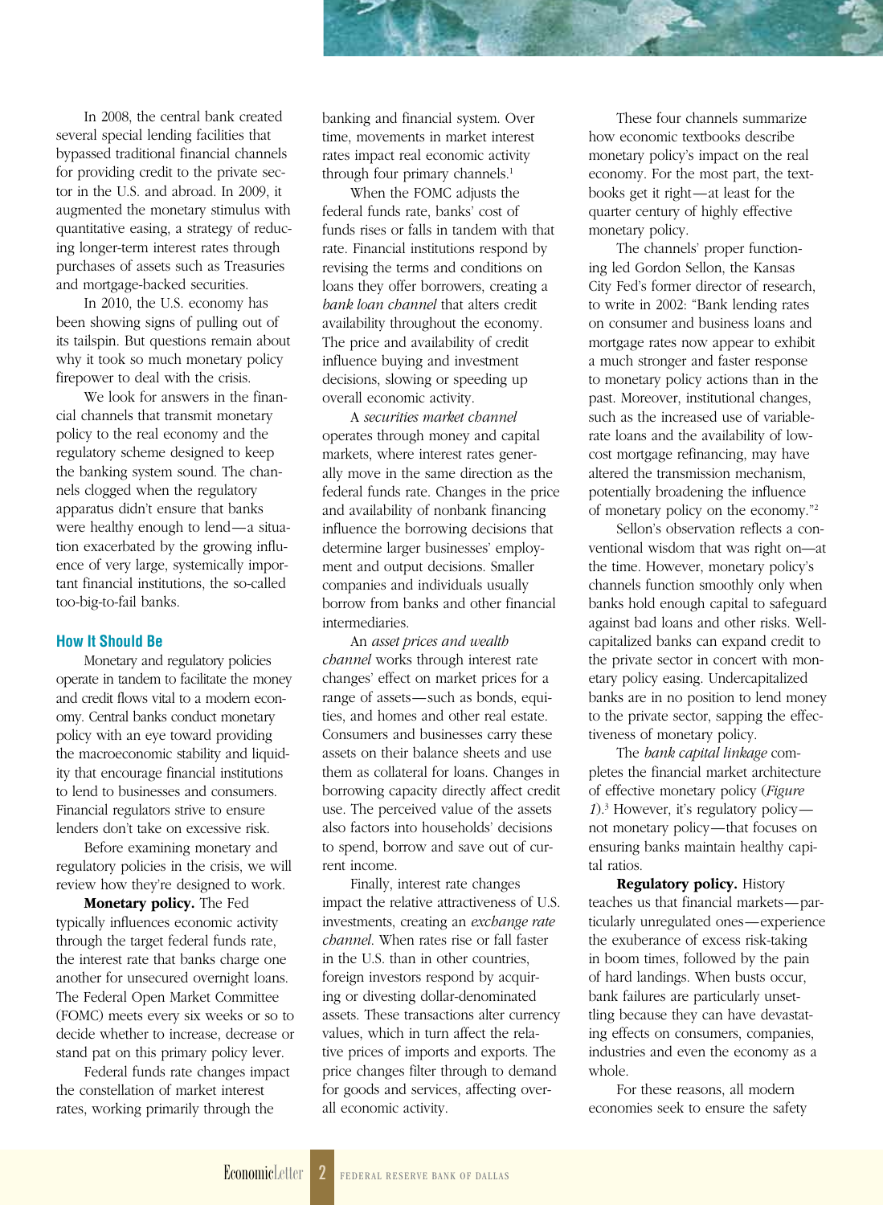In 2008, the central bank created several special lending facilities that bypassed traditional financial channels for providing credit to the private sector in the U.S. and abroad. In 2009, it augmented the monetary stimulus with quantitative easing, a strategy of reducing longer-term interest rates through purchases of assets such as Treasuries and mortgage-backed securities.

In 2010, the U.S. economy has been showing signs of pulling out of its tailspin. But questions remain about why it took so much monetary policy firepower to deal with the crisis.

We look for answers in the financial channels that transmit monetary policy to the real economy and the regulatory scheme designed to keep the banking system sound. The channels clogged when the regulatory apparatus didn't ensure that banks were healthy enough to lend—a situation exacerbated by the growing influence of very large, systemically important financial institutions, the so-called too-big-to-fail banks.

## How It Should Be

Monetary and regulatory policies operate in tandem to facilitate the money and credit flows vital to a modern economy. Central banks conduct monetary policy with an eye toward providing the macroeconomic stability and liquidity that encourage financial institutions to lend to businesses and consumers. Financial regulators strive to ensure lenders don't take on excessive risk.

Before examining monetary and regulatory policies in the crisis, we will review how they're designed to work.

**Monetary policy.** The Fed typically influences economic activity through the target federal funds rate, the interest rate that banks charge one another for unsecured overnight loans. The Federal Open Market Committee (FOMC) meets every six weeks or so to decide whether to increase, decrease or stand pat on this primary policy lever.

Federal funds rate changes impact the constellation of market interest rates, working primarily through the banking and financial system. Over time, movements in market interest rates impact real economic activity through four primary channels.[1]

When the FOMC adjusts the federal funds rate, banks' cost of funds rises or falls in tandem with that rate. Financial institutions respond by revising the terms and conditions on loans they offer borrowers, creating a *bank loan channel* that alters credit availability throughout the economy. The price and availability of credit influence buying and investment decisions, slowing or speeding up overall economic activity.

A *securities market channel* operates through money and capital markets, where interest rates generally move in the same direction as the federal funds rate. Changes in the price and availability of nonbank financing influence the borrowing decisions that determine larger businesses' employment and output decisions. Smaller companies and individuals usually borrow from banks and other financial intermediaries.

An *asset prices and wealth channel* works through interest rate changes' effect on market prices for a range of assets—such as bonds, equities, and homes and other real estate. Consumers and businesses carry these assets on their balance sheets and use them as collateral for loans. Changes in borrowing capacity directly affect credit use. The perceived value of the assets also factors into households' decisions to spend, borrow and save out of current income.

Finally, interest rate changes impact the relative attractiveness of U.S. investments, creating an *exchange rate channel*. When rates rise or fall faster in the U.S. than in other countries, foreign investors respond by acquiring or divesting dollar-denominated assets. These transactions alter currency values, which in turn affect the relative prices of imports and exports. The price changes filter through to demand for goods and services, affecting overall economic activity.

These four channels summarize how economic textbooks describe monetary policy's impact on the real economy. For the most part, the textbooks get it right—at least for the quarter century of highly effective monetary policy.

The channels' proper functioning led Gordon Sellon, the Kansas City Fed's former director of research, to write in 2002: "Bank lending rates on consumer and business loans and mortgage rates now appear to exhibit a much stronger and faster response to monetary policy actions than in the past. Moreover, institutional changes, such as the increased use of variable-rate loans and the availability of low-cost mortgage refinancing, may have altered the transmission mechanism, potentially broadening the influence of monetary policy on the economy."[2]

Sellon's observation reflects a conventional wisdom that was right on—at the time. However, monetary policy's channels function smoothly only when banks hold enough capital to safeguard against bad loans and other risks. Well-capitalized banks can expand credit to the private sector in concert with monetary policy easing. Undercapitalized banks are in no position to lend money to the private sector, sapping the effectiveness of monetary policy.

The *bank capital linkage* completes the financial market architecture of effective monetary policy (*Figure 1*).[3] However, it's regulatory policy—not monetary policy—that focuses on ensuring banks maintain healthy capital ratios.

**Regulatory policy.** History teaches us that financial markets—particularly unregulated ones—experience the exuberance of excess risk-taking in boom times, followed by the pain of hard landings. When busts occur, bank failures are particularly unsettling because they can have devastating effects on consumers, companies, industries and even the economy as a whole.

For these reasons, all modern economies seek to ensure the safety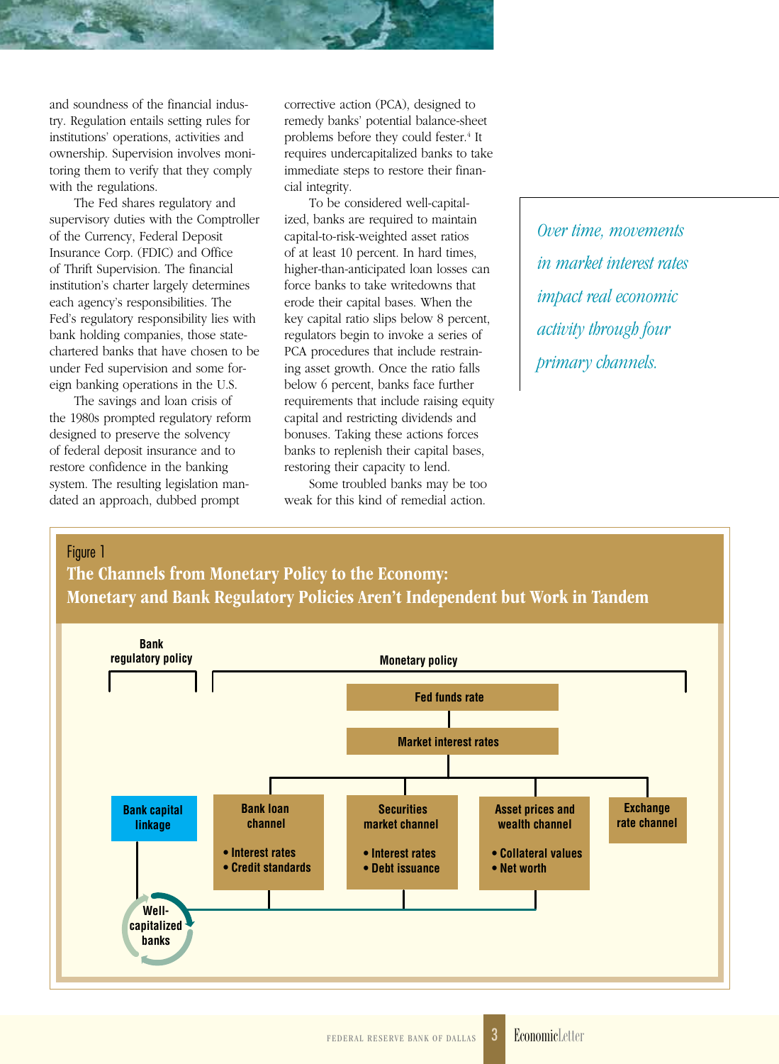and soundness of the financial industry. Regulation entails setting rules for institutions' operations, activities and ownership. Supervision involves monitoring them to verify that they comply with the regulations.

The Fed shares regulatory and supervisory duties with the Comptroller of the Currency, Federal Deposit Insurance Corp. (FDIC) and Office of Thrift Supervision. The financial institution's charter largely determines each agency's responsibilities. The Fed's regulatory responsibility lies with bank holding companies, those state-chartered banks that have chosen to be under Fed supervision and some foreign banking operations in the U.S.

The savings and loan crisis of the 1980s prompted regulatory reform designed to preserve the solvency of federal deposit insurance and to restore confidence in the banking system. The resulting legislation mandated an approach, dubbed prompt corrective action (PCA), designed to remedy banks' potential balance-sheet problems before they could fester.[4] It requires undercapitalized banks to take immediate steps to restore their financial integrity.

To be considered well-capitalized, banks are required to maintain capital-to-risk-weighted asset ratios of at least 10 percent. In hard times, higher-than-anticipated loan losses can force banks to take writedowns that erode their capital bases. When the key capital ratio slips below 8 percent, regulators begin to invoke a series of PCA procedures that include restraining asset growth. Once the ratio falls below 6 percent, banks face further requirements that include raising equity capital and restricting dividends and bonuses. Taking these actions forces banks to replenish their capital bases, restoring their capacity to lend.

Some troubled banks may be too weak for this kind of remedial action.

*Over time, movements in market interest rates impact real economic activity through four primary channels.*

Figure 1

**The Channels from Monetary Policy to the Economy: Monetary and Bank Regulatory Policies Aren't Independent but Work in Tandem**

- **Bank regulatory policy**
  - Bank capital linkage
    - Well-capitalized banks
- **Monetary policy**
  - Fed funds rate
    - Market interest rates
      - Bank loan channel
        - Interest rates
        - Credit standards
      - Securities market channel
        - Interest rates
        - Debt issuance
      - Asset prices and wealth channel
        - Collateral values
        - Net worth
      - Exchange rate channel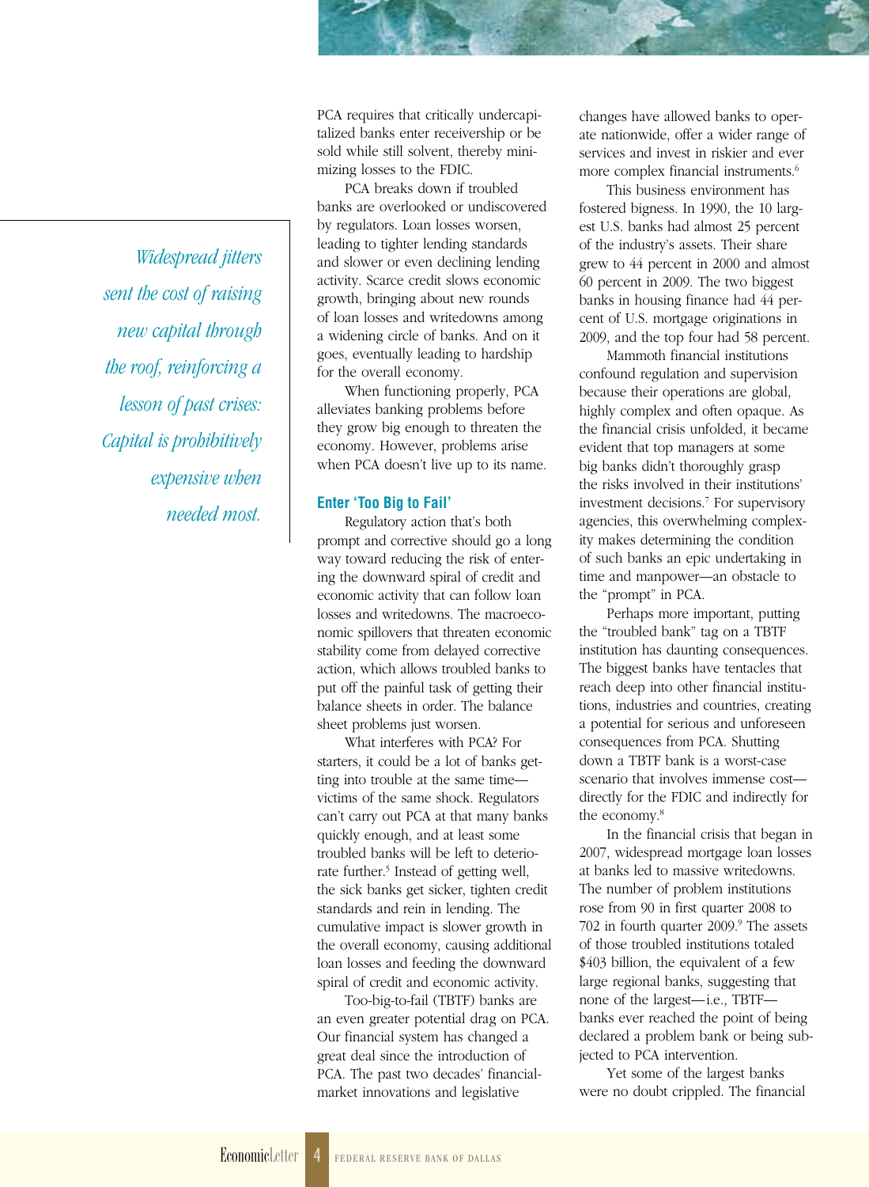PCA requires that critically undercapitalized banks enter receivership or be sold while still solvent, thereby minimizing losses to the FDIC.

PCA breaks down if troubled banks are overlooked or undiscovered by regulators. Loan losses worsen, leading to tighter lending standards and slower or even declining lending activity. Scarce credit slows economic growth, bringing about new rounds of loan losses and writedowns among a widening circle of banks. And on it goes, eventually leading to hardship for the overall economy.

When functioning properly, PCA alleviates banking problems before they grow big enough to threaten the economy. However, problems arise when PCA doesn't live up to its name.

*Widespread jitters sent the cost of raising new capital through the roof, reinforcing a lesson of past crises: Capital is prohibitively expensive when needed most.*

### Enter 'Too Big to Fail'

Regulatory action that's both prompt and corrective should go a long way toward reducing the risk of entering the downward spiral of credit and economic activity that can follow loan losses and writedowns. The macroeconomic spillovers that threaten economic stability come from delayed corrective action, which allows troubled banks to put off the painful task of getting their balance sheets in order. The balance sheet problems just worsen.

What interferes with PCA? For starters, it could be a lot of banks getting into trouble at the same time—victims of the same shock. Regulators can't carry out PCA at that many banks quickly enough, and at least some troubled banks will be left to deteriorate further.[5] Instead of getting well, the sick banks get sicker, tighten credit standards and rein in lending. The cumulative impact is slower growth in the overall economy, causing additional loan losses and feeding the downward spiral of credit and economic activity.

Too-big-to-fail (TBTF) banks are an even greater potential drag on PCA. Our financial system has changed a great deal since the introduction of PCA. The past two decades' financial-market innovations and legislative changes have allowed banks to operate nationwide, offer a wider range of services and invest in riskier and ever more complex financial instruments.[6]

This business environment has fostered bigness. In 1990, the 10 largest U.S. banks had almost 25 percent of the industry's assets. Their share grew to 44 percent in 2000 and almost 60 percent in 2009. The two biggest banks in housing finance had 44 percent of U.S. mortgage originations in 2009, and the top four had 58 percent.

Mammoth financial institutions confound regulation and supervision because their operations are global, highly complex and often opaque. As the financial crisis unfolded, it became evident that top managers at some big banks didn't thoroughly grasp the risks involved in their institutions' investment decisions.[7] For supervisory agencies, this overwhelming complexity makes determining the condition of such banks an epic undertaking in time and manpower—an obstacle to the "prompt" in PCA.

Perhaps more important, putting the "troubled bank" tag on a TBTF institution has daunting consequences. The biggest banks have tentacles that reach deep into other financial institutions, industries and countries, creating a potential for serious and unforeseen consequences from PCA. Shutting down a TBTF bank is a worst-case scenario that involves immense cost—directly for the FDIC and indirectly for the economy.[8]

In the financial crisis that began in 2007, widespread mortgage loan losses at banks led to massive writedowns. The number of problem institutions rose from 90 in first quarter 2008 to 702 in fourth quarter 2009.[9] The assets of those troubled institutions totaled \$403 billion, the equivalent of a few large regional banks, suggesting that none of the largest—i.e., TBTF—banks ever reached the point of being declared a problem bank or being subjected to PCA intervention.

Yet some of the largest banks were no doubt crippled. The financial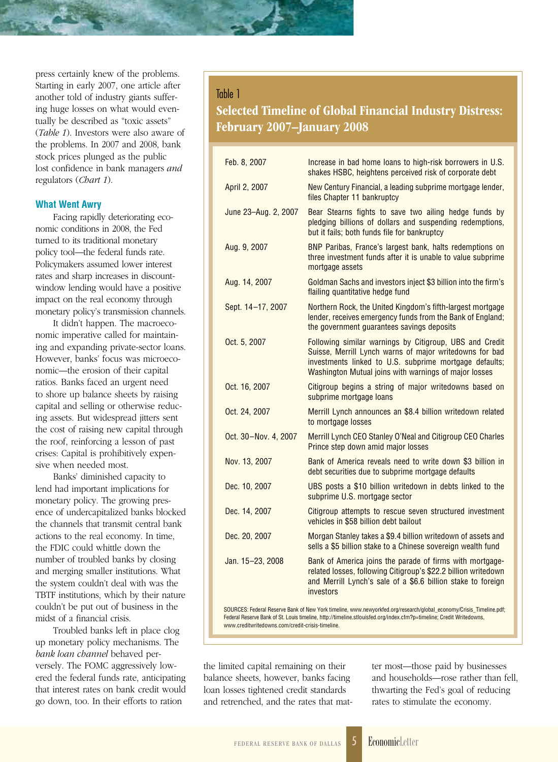press certainly knew of the problems. Starting in early 2007, one article after another told of industry giants suffering huge losses on what would eventually be described as "toxic assets" (*Table 1*). Investors were also aware of the problems. In 2007 and 2008, bank stock prices plunged as the public lost confidence in bank managers *and* regulators (*Chart 1*).

### What Went Awry

Facing rapidly deteriorating economic conditions in 2008, the Fed turned to its traditional monetary policy tool—the federal funds rate. Policymakers assumed lower interest rates and sharp increases in discount-window lending would have a positive impact on the real economy through monetary policy's transmission channels.

It didn't happen. The macroeconomic imperative called for maintaining and expanding private-sector loans. However, banks' focus was microeconomic—the erosion of their capital ratios. Banks faced an urgent need to shore up balance sheets by raising capital and selling or otherwise reducing assets. But widespread jitters sent the cost of raising new capital through the roof, reinforcing a lesson of past crises: Capital is prohibitively expensive when needed most.

Banks' diminished capacity to lend had important implications for monetary policy. The growing presence of undercapitalized banks blocked the channels that transmit central bank actions to the real economy. In time, the FDIC could whittle down the number of troubled banks by closing and merging smaller institutions. What the system couldn't deal with was the TBTF institutions, which by their nature couldn't be put out of business in the midst of a financial crisis.

Troubled banks left in place clog up monetary policy mechanisms. The *bank loan channel* behaved perversely. The FOMC aggressively lowered the federal funds rate, anticipating that interest rates on bank credit would go down, too. In their efforts to ration the limited capital remaining on their balance sheets, however, banks facing loan losses tightened credit standards and retrenched, and the rates that matter most—those paid by businesses and households—rose rather than fell, thwarting the Fed's goal of reducing rates to stimulate the economy.

Table 1

**Selected Timeline of Global Financial Industry Distress: February 2007–January 2008**

| Date | Event |
|---|---|
| Feb. 8, 2007 | Increase in bad home loans to high-risk borrowers in U.S. shakes HSBC, heightens perceived risk of corporate debt |
| April 2, 2007 | New Century Financial, a leading subprime mortgage lender, files Chapter 11 bankruptcy |
| June 23–Aug. 2, 2007 | Bear Stearns fights to save two ailing hedge funds by pledging billions of dollars and suspending redemptions, but it fails; both funds file for bankruptcy |
| Aug. 9, 2007 | BNP Paribas, France's largest bank, halts redemptions on three investment funds after it is unable to value subprime mortgage assets |
| Aug. 14, 2007 | Goldman Sachs and investors inject $3 billion into the firm's flailing quantitative hedge fund |
| Sept. 14–17, 2007 | Northern Rock, the United Kingdom's fifth-largest mortgage lender, receives emergency funds from the Bank of England; the government guarantees savings deposits |
| Oct. 5, 2007 | Following similar warnings by Citigroup, UBS and Credit Suisse, Merrill Lynch warns of major writedowns for bad investments linked to U.S. subprime mortgage defaults; Washington Mutual joins with warnings of major losses |
| Oct. 16, 2007 | Citigroup begins a string of major writedowns based on subprime mortgage loans |
| Oct. 24, 2007 | Merrill Lynch announces an $8.4 billion writedown related to mortgage losses |
| Oct. 30–Nov. 4, 2007 | Merrill Lynch CEO Stanley O'Neal and Citigroup CEO Charles Prince step down amid major losses |
| Nov. 13, 2007 | Bank of America reveals need to write down $3 billion in debt securities due to subprime mortgage defaults |
| Dec. 10, 2007 | UBS posts a $10 billion writedown in debts linked to the subprime U.S. mortgage sector |
| Dec. 14, 2007 | Citigroup attempts to rescue seven structured investment vehicles in $58 billion debt bailout |
| Dec. 20, 2007 | Morgan Stanley takes a $9.4 billion writedown of assets and sells a $5 billion stake to a Chinese sovereign wealth fund |
| Jan. 15–23, 2008 | Bank of America joins the parade of firms with mortgage-related losses, following Citigroup's $22.2 billion writedown and Merrill Lynch's sale of a $6.6 billion stake to foreign investors |

SOURCES: Federal Reserve Bank of New York timeline, www.newyorkfed.org/research/global_economy/Crisis_Timeline.pdf; Federal Reserve Bank of St. Louis timeline, http://timeline.stlouisfed.org/index.cfm?p=timeline; Credit Writedowns, www.creditwritedowns.com/credit-crisis-timeline.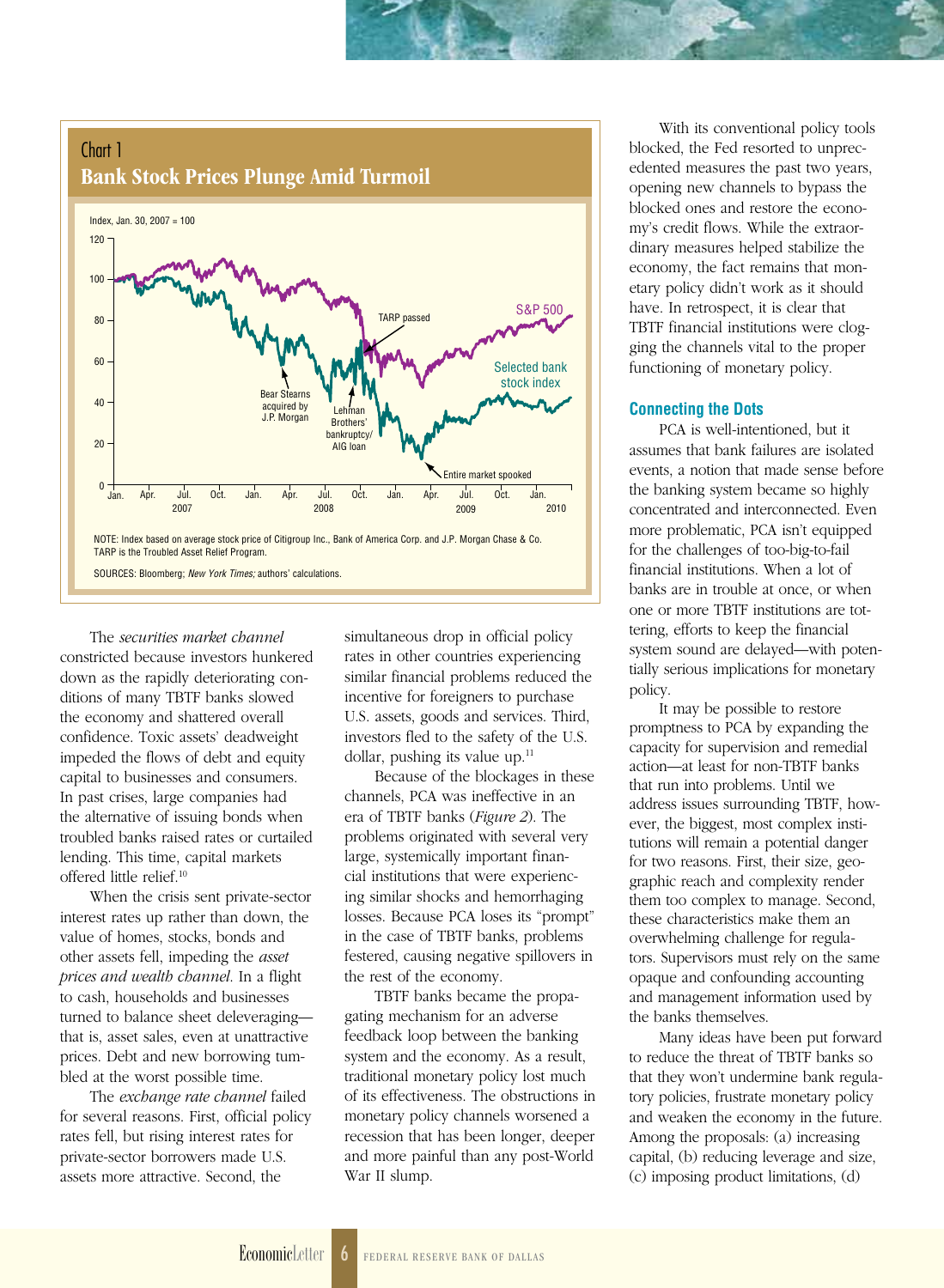**Chart 1**
**Bank Stock Prices Plunge Amid Turmoil**

NOTE: Index based on average stock price of Citigroup Inc., Bank of America Corp. and J.P. Morgan Chase & Co. TARP is the Troubled Asset Relief Program.

SOURCES: Bloomberg; *New York Times;* authors' calculations.

The *securities market channel* constricted because investors hunkered down as the rapidly deteriorating conditions of many TBTF banks slowed the economy and shattered overall confidence. Toxic assets' deadweight impeded the flows of debt and equity capital to businesses and consumers. In past crises, large companies had the alternative of issuing bonds when troubled banks raised rates or curtailed lending. This time, capital markets offered little relief.[10]

When the crisis sent private-sector interest rates up rather than down, the value of homes, stocks, bonds and other assets fell, impeding the *asset prices and wealth channel*. In a flight to cash, households and businesses turned to balance sheet deleveraging—that is, asset sales, even at unattractive prices. Debt and new borrowing tumbled at the worst possible time.

The *exchange rate channel* failed for several reasons. First, official policy rates fell, but rising interest rates for private-sector borrowers made U.S. assets more attractive. Second, the simultaneous drop in official policy rates in other countries experiencing similar financial problems reduced the incentive for foreigners to purchase U.S. assets, goods and services. Third, investors fled to the safety of the U.S. dollar, pushing its value up.[11]

Because of the blockages in these channels, PCA was ineffective in an era of TBTF banks (*Figure 2*). The problems originated with several very large, systemically important financial institutions that were experiencing similar shocks and hemorrhaging losses. Because PCA loses its "prompt" in the case of TBTF banks, problems festered, causing negative spillovers in the rest of the economy.

TBTF banks became the propagating mechanism for an adverse feedback loop between the banking system and the economy. As a result, traditional monetary policy lost much of its effectiveness. The obstructions in monetary policy channels worsened a recession that has been longer, deeper and more painful than any post-World War II slump.

With its conventional policy tools blocked, the Fed resorted to unprecedented measures the past two years, opening new channels to bypass the blocked ones and restore the economy's credit flows. While the extraordinary measures helped stabilize the economy, the fact remains that monetary policy didn't work as it should have. In retrospect, it is clear that TBTF financial institutions were clogging the channels vital to the proper functioning of monetary policy.

### Connecting the Dots

PCA is well-intentioned, but it assumes that bank failures are isolated events, a notion that made sense before the banking system became so highly concentrated and interconnected. Even more problematic, PCA isn't equipped for the challenges of too-big-to-fail financial institutions. When a lot of banks are in trouble at once, or when one or more TBTF institutions are tottering, efforts to keep the financial system sound are delayed—with potentially serious implications for monetary policy.

It may be possible to restore promptness to PCA by expanding the capacity for supervision and remedial action—at least for non-TBTF banks that run into problems. Until we address issues surrounding TBTF, however, the biggest, most complex institutions will remain a potential danger for two reasons. First, their size, geographic reach and complexity render them too complex to manage. Second, these characteristics make them an overwhelming challenge for regulators. Supervisors must rely on the same opaque and confounding accounting and management information used by the banks themselves.

Many ideas have been put forward to reduce the threat of TBTF banks so that they won't undermine bank regulatory policies, frustrate monetary policy and weaken the economy in the future. Among the proposals: (a) increasing capital, (b) reducing leverage and size, (c) imposing product limitations, (d)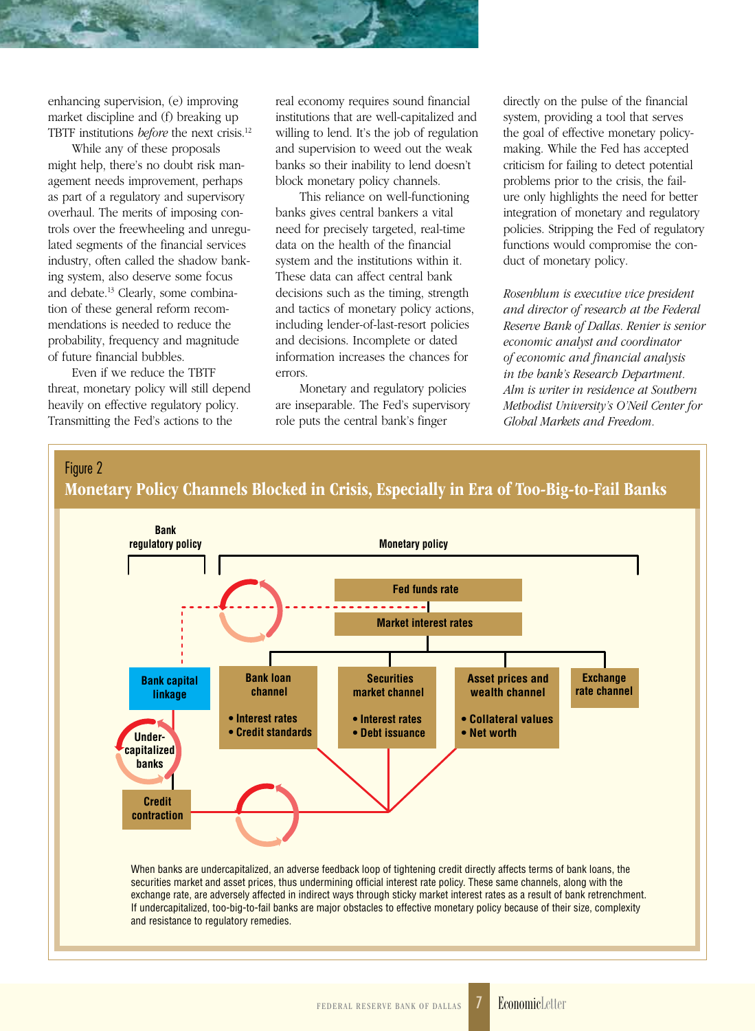enhancing supervision, (e) improving market discipline and (f) breaking up TBTF institutions *before* the next crisis.[12]

While any of these proposals might help, there's no doubt risk management needs improvement, perhaps as part of a regulatory and supervisory overhaul. The merits of imposing controls over the freewheeling and unregulated segments of the financial services industry, often called the shadow banking system, also deserve some focus and debate.[13] Clearly, some combination of these general reform recommendations is needed to reduce the probability, frequency and magnitude of future financial bubbles.

Even if we reduce the TBTF threat, monetary policy will still depend heavily on effective regulatory policy. Transmitting the Fed's actions to the real economy requires sound financial institutions that are well-capitalized and willing to lend. It's the job of regulation and supervision to weed out the weak banks so their inability to lend doesn't block monetary policy channels.

This reliance on well-functioning banks gives central bankers a vital need for precisely targeted, real-time data on the health of the financial system and the institutions within it. These data can affect central bank decisions such as the timing, strength and tactics of monetary policy actions, including lender-of-last-resort policies and decisions. Incomplete or dated information increases the chances for errors.

Monetary and regulatory policies are inseparable. The Fed's supervisory role puts the central bank's finger directly on the pulse of the financial system, providing a tool that serves the goal of effective monetary policymaking. While the Fed has accepted criticism for failing to detect potential problems prior to the crisis, the failure only highlights the need for better integration of monetary and regulatory policies. Stripping the Fed of regulatory functions would compromise the conduct of monetary policy.

*Rosenblum is executive vice president and director of research at the Federal Reserve Bank of Dallas. Renier is senior economic analyst and coordinator of economic and financial analysis in the bank's Research Department. Alm is writer in residence at Southern Methodist University's O'Neil Center for Global Markets and Freedom.*

Figure 2

**Monetary Policy Channels Blocked in Crisis, Especially in Era of Too-Big-to-Fail Banks**

Bank regulatory policy | Monetary policy

Fed funds rate → Market interest rates

- Bank capital linkage → Under-capitalized banks → Credit contraction
- Bank loan channel: • Interest rates • Credit standards
- Securities market channel: • Interest rates • Debt issuance
- Asset prices and wealth channel: • Collateral values • Net worth
- Exchange rate channel

When banks are undercapitalized, an adverse feedback loop of tightening credit directly affects terms of bank loans, the securities market and asset prices, thus undermining official interest rate policy. These same channels, along with the exchange rate, are adversely affected in indirect ways through sticky market interest rates as a result of bank retrenchment. If undercapitalized, too-big-to-fail banks are major obstacles to effective monetary policy because of their size, complexity and resistance to regulatory remedies.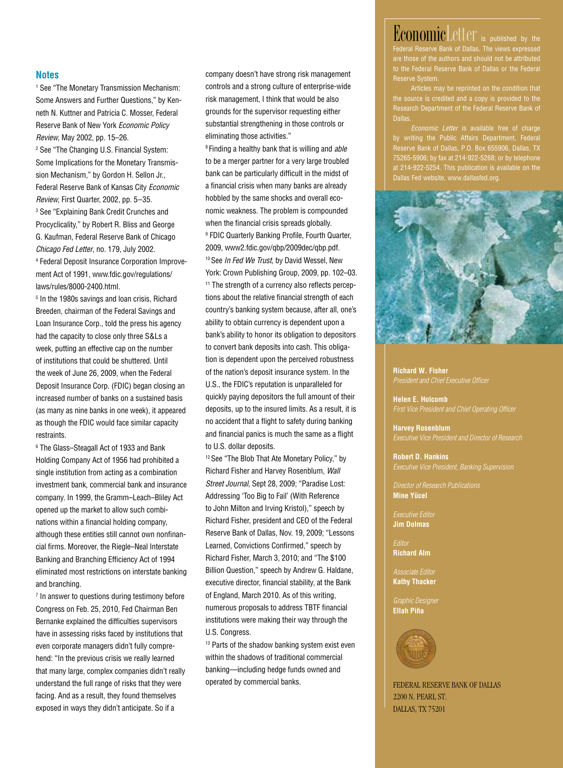## Notes

[1] See "The Monetary Transmission Mechanism: Some Answers and Further Questions," by Kenneth N. Kuttner and Patricia C. Mosser, Federal Reserve Bank of New York *Economic Policy Review*, May 2002, pp. 15–26.

[2] See "The Changing U.S. Financial System: Some Implications for the Monetary Transmission Mechanism," by Gordon H. Sellon Jr., Federal Reserve Bank of Kansas City *Economic Review*, First Quarter, 2002, pp. 5–35.

[3] See "Explaining Bank Credit Crunches and Procyclicality," by Robert R. Bliss and George G. Kaufman, Federal Reserve Bank of Chicago *Chicago Fed Letter*, no. 179, July 2002.

[4] Federal Deposit Insurance Corporation Improvement Act of 1991, www.fdic.gov/regulations/laws/rules/8000-2400.html.

[5] In the 1980s savings and loan crisis, Richard Breeden, chairman of the Federal Savings and Loan Insurance Corp., told the press his agency had the capacity to close only three S&Ls a week, putting an effective cap on the number of institutions that could be shuttered. Until the week of June 26, 2009, when the Federal Deposit Insurance Corp. (FDIC) began closing an increased number of banks on a sustained basis (as many as nine banks in one week), it appeared as though the FDIC would face similar capacity restraints.

[6] The Glass–Steagall Act of 1933 and Bank Holding Company Act of 1956 had prohibited a single institution from acting as a combination investment bank, commercial bank and insurance company. In 1999, the Gramm–Leach–Bliley Act opened up the market to allow such combinations within a financial holding company, although these entities still cannot own nonfinancial firms. Moreover, the Riegle–Neal Interstate Banking and Branching Efficiency Act of 1994 eliminated most restrictions on interstate banking and branching.

[7] In answer to questions during testimony before Congress on Feb. 25, 2010, Fed Chairman Ben Bernanke explained the difficulties supervisors have in assessing risks faced by institutions that even corporate managers didn't fully comprehend: "In the previous crisis we really learned that many large, complex companies didn't really understand the full range of risks that they were facing. And as a result, they found themselves exposed in ways they didn't anticipate. So if a company doesn't have strong risk management controls and a strong culture of enterprise-wide risk management, I think that would be also grounds for the supervisor requesting either substantial strengthening in those controls or eliminating those activities."

[8] Finding a healthy bank that is willing and *able* to be a merger partner for a very large troubled bank can be particularly difficult in the midst of a financial crisis when many banks are already hobbled by the same shocks and overall economic weakness. The problem is compounded when the financial crisis spreads globally.

[9] FDIC Quarterly Banking Profile, Fourth Quarter, 2009, www2.fdic.gov/qbp/2009dec/qbp.pdf.

[10] See *In Fed We Trust*, by David Wessel, New York: Crown Publishing Group, 2009, pp. 102–03.

[11] The strength of a currency also reflects perceptions about the relative financial strength of each country's banking system because, after all, one's ability to obtain currency is dependent upon a bank's ability to honor its obligation to depositors to convert bank deposits into cash. This obligation is dependent upon the perceived robustness of the nation's deposit insurance system. In the U.S., the FDIC's reputation is unparalleled for quickly paying depositors the full amount of their deposits, up to the insured limits. As a result, it is no accident that a flight to safety during banking and financial panics is much the same as a flight to U.S. dollar deposits.

[12] See "The Blob That Ate Monetary Policy," by Richard Fisher and Harvey Rosenblum, *Wall Street Journal*, Sept 28, 2009; "Paradise Lost: Addressing 'Too Big to Fail' (With Reference to John Milton and Irving Kristol)," speech by Richard Fisher, president and CEO of the Federal Reserve Bank of Dallas, Nov. 19, 2009; "Lessons Learned, Convictions Confirmed," speech by Richard Fisher, March 3, 2010; and "The $100 Billion Question," speech by Andrew G. Haldane, executive director, financial stability, at the Bank of England, March 2010. As of this writing, numerous proposals to address TBTF financial institutions were making their way through the U.S. Congress.

[13] Parts of the shadow banking system exist even within the shadows of traditional commercial banking—including hedge funds owned and operated by commercial banks.

**EconomicLetter** is published by the Federal Reserve Bank of Dallas. The views expressed are those of the authors and should not be attributed to the Federal Reserve Bank of Dallas or the Federal Reserve System.

Articles may be reprinted on the condition that the source is credited and a copy is provided to the Research Department of the Federal Reserve Bank of Dallas.

*Economic Letter* is available free of charge by writing the Public Affairs Department, Federal Reserve Bank of Dallas, P.O. Box 655906, Dallas, TX 75265-5906; by fax at 214-922-5268; or by telephone at 214-922-5254. This publication is available on the Dallas Fed website, www.dallasfed.org.

**Richard W. Fisher**
*President and Chief Executive Officer*

**Helen E. Holcomb**
*First Vice President and Chief Operating Officer*

**Harvey Rosenblum**
*Executive Vice President and Director of Research*

**Robert D. Hankins**
*Executive Vice President, Banking Supervision*

*Director of Research Publications*
**Mine Yücel**

*Executive Editor*
**Jim Dolmas**

*Editor*
**Richard Alm**

*Associate Editor*
**Kathy Thacker**

*Graphic Designer*
**Ellah Piña**

FEDERAL RESERVE BANK OF DALLAS
2200 N. PEARL ST.
DALLAS, TX 75201